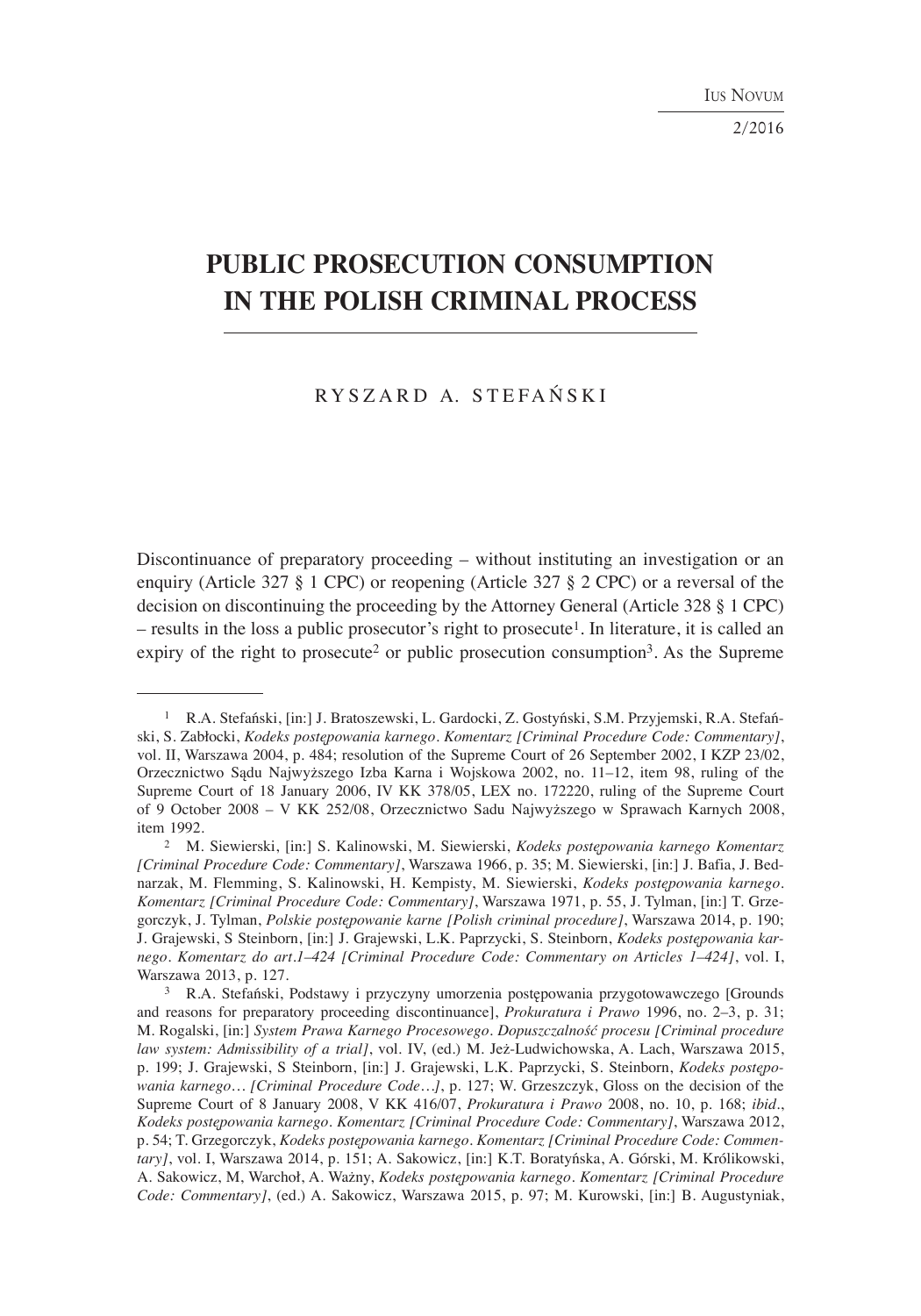# PUBLIC PROSECUTION CONSUMPTION IN THE POLISH CRIMINAL PROCESS

RYSZARD A. STEFAŃSKI

Discontinuance of preparatory proceeding – without instituting an investigation or an enquiry (Article 327 § 1 CPC) or reopening (Article 327 § 2 CPC) or a reversal of the decision on discontinuing the proceeding by the Attorney General (Article 328 § 1 CPC) – results in the loss a public prosecutor's right to prosecute[1]. In literature, it is called an expiry of the right to prosecute[2] or public prosecution consumption[3]. As the Supreme

---

[1] R.A. Stefański, [in:] J. Bratoszewski, L. Gardocki, Z. Gostyński, S.M. Przyjemski, R.A. Stefański, S. Zabłocki, *Kodeks postępowania karnego. Komentarz [Criminal Procedure Code: Commentary]*, vol. II, Warszawa 2004, p. 484; resolution of the Supreme Court of 26 September 2002, I KZP 23/02, Orzecznictwo Sądu Najwyższego Izba Karna i Wojskowa 2002, no. 11–12, item 98, ruling of the Supreme Court of 18 January 2006, IV KK 378/05, LEX no. 172220, ruling of the Supreme Court of 9 October 2008 – V KK 252/08, Orzecznictwo Sadu Najwyższego w Sprawach Karnych 2008, item 1992.

[2] M. Siewierski, [in:] S. Kalinowski, M. Siewierski, *Kodeks postępowania karnego Komentarz [Criminal Procedure Code: Commentary]*, Warszawa 1966, p. 35; M. Siewierski, [in:] J. Bafia, J. Bednarzak, M. Flemming, S. Kalinowski, H. Kempisty, M. Siewierski, *Kodeks postępowania karnego. Komentarz [Criminal Procedure Code: Commentary]*, Warszawa 1971, p. 55, J. Tylman, [in:] T. Grzegorczyk, J. Tylman, *Polskie postępowanie karne [Polish criminal procedure]*, Warszawa 2014, p. 190; J. Grajewski, S Steinborn, [in:] J. Grajewski, L.K. Paprzycki, S. Steinborn, *Kodeks postępowania karnego. Komentarz do art.1–424 [Criminal Procedure Code: Commentary on Articles 1–424]*, vol. I, Warszawa 2013, p. 127.

[3] R.A. Stefański, Podstawy i przyczyny umorzenia postępowania przygotowawczego [Grounds and reasons for preparatory proceeding discontinuance], *Prokuratura i Prawo* 1996, no. 2–3, p. 31; M. Rogalski, [in:] *System Prawa Karnego Procesowego. Dopuszczalność procesu [Criminal procedure law system: Admissibility of a trial]*, vol. IV, (ed.) M. Jeż-Ludwichowska, A. Lach, Warszawa 2015, p. 199; J. Grajewski, S Steinborn, [in:] J. Grajewski, L.K. Paprzycki, S. Steinborn, *Kodeks postępowania karnego… [Criminal Procedure Code…]*, p. 127; W. Grzeszczyk, Gloss on the decision of the Supreme Court of 8 January 2008, V KK 416/07, *Prokuratura i Prawo* 2008, no. 10, p. 168; *ibid*., *Kodeks postępowania karnego. Komentarz [Criminal Procedure Code: Commentary]*, Warszawa 2012, p. 54; T. Grzegorczyk, *Kodeks postępowania karnego. Komentarz [Criminal Procedure Code: Commentary]*, vol. I, Warszawa 2014, p. 151; A. Sakowicz, [in:] K.T. Boratyńska, A. Górski, M. Królikowski, A. Sakowicz, M, Warchoł, A. Ważny, *Kodeks postępowania karnego. Komentarz [Criminal Procedure Code: Commentary]*, (ed.) A. Sakowicz, Warszawa 2015, p. 97; M. Kurowski, [in:] B. Augustyniak,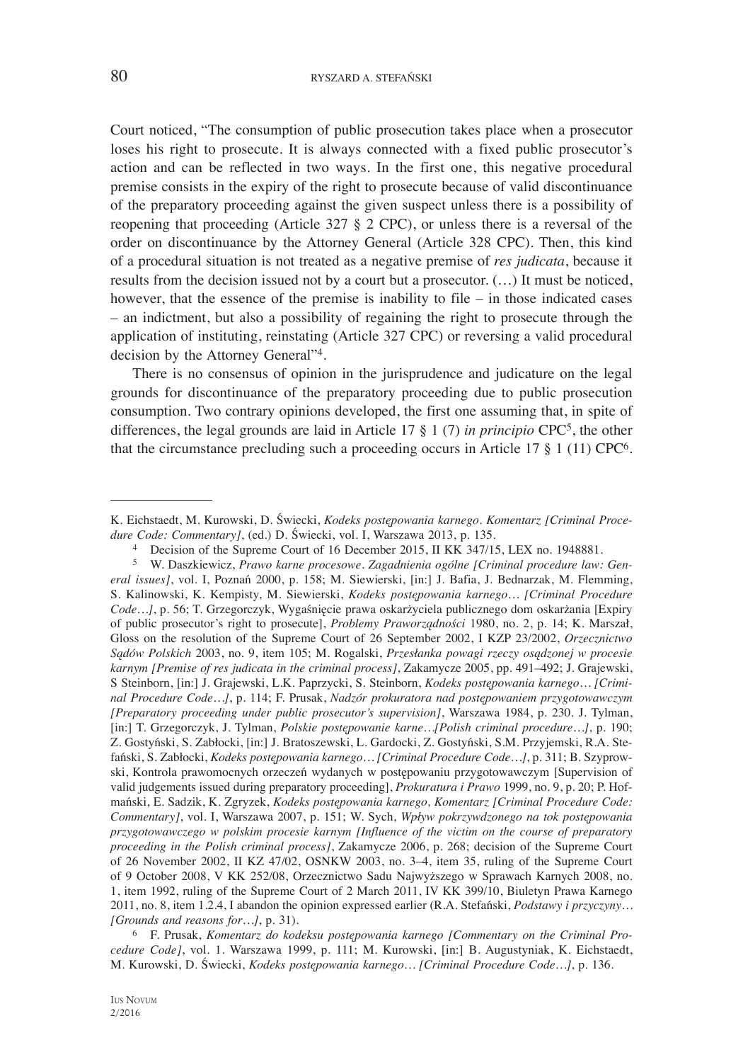Court noticed, "The consumption of public prosecution takes place when a prosecutor loses his right to prosecute. It is always connected with a fixed public prosecutor's action and can be reflected in two ways. In the first one, this negative procedural premise consists in the expiry of the right to prosecute because of valid discontinuance of the preparatory proceeding against the given suspect unless there is a possibility of reopening that proceeding (Article 327 § 2 CPC), or unless there is a reversal of the order on discontinuance by the Attorney General (Article 328 CPC). Then, this kind of a procedural situation is not treated as a negative premise of *res judicata*, because it results from the decision issued not by a court but a prosecutor. (…) It must be noticed, however, that the essence of the premise is inability to file – in those indicated cases – an indictment, but also a possibility of regaining the right to prosecute through the application of instituting, reinstating (Article 327 CPC) or reversing a valid procedural decision by the Attorney General"[4].

There is no consensus of opinion in the jurisprudence and judicature on the legal grounds for discontinuance of the preparatory proceeding due to public prosecution consumption. Two contrary opinions developed, the first one assuming that, in spite of differences, the legal grounds are laid in Article 17 § 1 (7) *in principio* CPC[5], the other that the circumstance precluding such a proceeding occurs in Article 17 § 1 (11) CPC[6].

---

K. Eichstaedt, M. Kurowski, D. Świecki, *Kodeks postępowania karnego. Komentarz [Criminal Procedure Code: Commentary]*, (ed.) D. Świecki, vol. I, Warszawa 2013, p. 135.

[4] Decision of the Supreme Court of 16 December 2015, II KK 347/15, LEX no. 1948881.

[5] W. Daszkiewicz, *Prawo karne procesowe. Zagadnienia ogólne [Criminal procedure law: General issues]*, vol. I, Poznań 2000, p. 158; M. Siewierski, [in:] J. Bafia, J. Bednarzak, M. Flemming, S. Kalinowski, K. Kempisty, M. Siewierski, *Kodeks postępowania karnego… [Criminal Procedure Code…]*, p. 56; T. Grzegorczyk, Wygaśnięcie prawa oskarżyciela publicznego dom oskarżania [Expiry of public prosecutor's right to prosecute], *Problemy Praworządności* 1980, no. 2, p. 14; K. Marszał, Gloss on the resolution of the Supreme Court of 26 September 2002, I KZP 23/2002, *Orzecznictwo Sądów Polskich* 2003, no. 9, item 105; M. Rogalski, *Przesłanka powagi rzeczy osądzonej w procesie karnym [Premise of res judicata in the criminal process]*, Zakamycze 2005, pp. 491–492; J. Grajewski, S Steinborn, [in:] J. Grajewski, L.K. Paprzycki, S. Steinborn, *Kodeks postępowania karnego… [Criminal Procedure Code…]*, p. 114; F. Prusak, *Nadzór prokuratora nad postępowaniem przygotowawczym [Preparatory proceeding under public prosecutor's supervision]*, Warszawa 1984, p. 230. J. Tylman, [in:] T. Grzegorczyk, J. Tylman, *Polskie postępowanie karne…[Polish criminal procedure…]*, p. 190; Z. Gostyński, S. Zabłocki, [in:] J. Bratoszewski, L. Gardocki, Z. Gostyński, S.M. Przyjemski, R.A. Stefański, S. Zabłocki, *Kodeks postępowania karnego… [Criminal Procedure Code…]*, p. 311; B. Szyprowski, Kontrola prawomocnych orzeczeń wydanych w postępowaniu przygotowawczym [Supervision of valid judgements issued during preparatory proceeding], *Prokuratura i Prawo* 1999, no. 9, p. 20; P. Hofmański, E. Sadzik, K. Zgryzek, *Kodeks postępowania karnego, Komentarz [Criminal Procedure Code: Commentary]*, vol. I, Warszawa 2007, p. 151; W. Sych, *Wpływ pokrzywdzonego na tok postępowania przygotowawczego w polskim procesie karnym [Influence of the victim on the course of preparatory proceeding in the Polish criminal process]*, Zakamycze 2006, p. 268; decision of the Supreme Court of 26 November 2002, II KZ 47/02, OSNKW 2003, no. 3–4, item 35, ruling of the Supreme Court of 9 October 2008, V KK 252/08, Orzecznictwo Sadu Najwyższego w Sprawach Karnych 2008, no. 1, item 1992, ruling of the Supreme Court of 2 March 2011, IV KK 399/10, Biuletyn Prawa Karnego 2011, no. 8, item 1.2.4, I abandon the opinion expressed earlier (R.A. Stefański, *Podstawy i przyczyny… [Grounds and reasons for…]*, p. 31).

[6] F. Prusak, *Komentarz do kodeksu postępowania karnego [Commentary on the Criminal Procedure Code]*, vol. 1. Warszawa 1999, p. 111; M. Kurowski, [in:] B. Augustyniak, K. Eichstaedt, M. Kurowski, D. Świecki, *Kodeks postępowania karnego… [Criminal Procedure Code…]*, p. 136.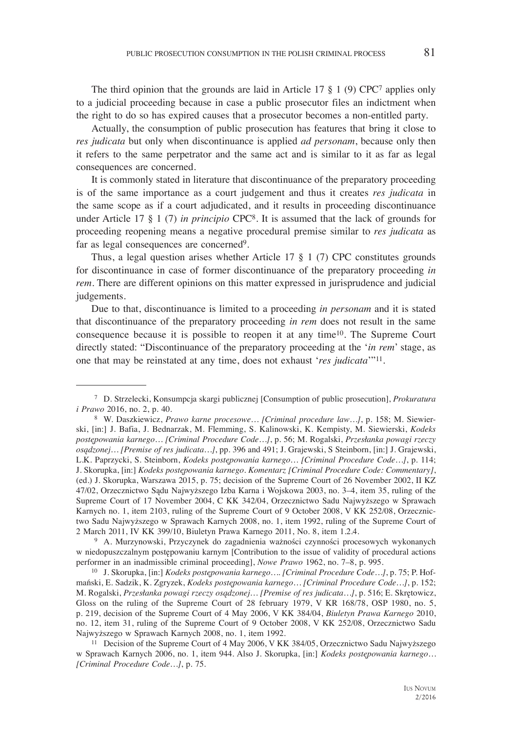The third opinion that the grounds are laid in Article 17 § 1 (9) CPC[7] applies only to a judicial proceeding because in case a public prosecutor files an indictment when the right to do so has expired causes that a prosecutor becomes a non-entitled party.

Actually, the consumption of public prosecution has features that bring it close to *res judicata* but only when discontinuance is applied *ad personam*, because only then it refers to the same perpetrator and the same act and is similar to it as far as legal consequences are concerned.

It is commonly stated in literature that discontinuance of the preparatory proceeding is of the same importance as a court judgement and thus it creates *res judicata* in the same scope as if a court adjudicated, and it results in proceeding discontinuance under Article 17 § 1 (7) *in principio* CPC[8]. It is assumed that the lack of grounds for proceeding reopening means a negative procedural premise similar to *res judicata* as far as legal consequences are concerned[9].

Thus, a legal question arises whether Article 17 § 1 (7) CPC constitutes grounds for discontinuance in case of former discontinuance of the preparatory proceeding *in rem*. There are different opinions on this matter expressed in jurisprudence and judicial judgements.

Due to that, discontinuance is limited to a proceeding *in personam* and it is stated that discontinuance of the preparatory proceeding *in rem* does not result in the same consequence because it is possible to reopen it at any time[10]. The Supreme Court directly stated: "Discontinuance of the preparatory proceeding at the '*in rem*' stage, as one that may be reinstated at any time, does not exhaust '*res judicata*'"[11].

---

[7] D. Strzelecki, Konsumpcja skargi publicznej [Consumption of public prosecution], *Prokuratura i Prawo* 2016, no. 2, p. 40.

[8] W. Daszkiewicz, *Prawo karne procesowe… [Criminal procedure law…]*, p. 158; M. Siewierski, [in:] J. Bafia, J. Bednarzak, M. Flemming, S. Kalinowski, K. Kempisty, M. Siewierski, *Kodeks postępowania karnego… [Criminal Procedure Code…]*, p. 56; M. Rogalski, *Przesłanka powagi rzeczy osądzonej… [Premise of res judicata…]*, pp. 396 and 491; J. Grajewski, S Steinborn, [in:] J. Grajewski, L.K. Paprzycki, S. Steinborn, *Kodeks postępowania karnego… [Criminal Procedure Code…]*, p. 114; J. Skorupka, [in:] *Kodeks postępowania karnego. Komentarz [Criminal Procedure Code: Commentary]*, (ed.) J. Skorupka, Warszawa 2015, p. 75; decision of the Supreme Court of 26 November 2002, II KZ 47/02, Orzecznictwo Sądu Najwyższego Izba Karna i Wojskowa 2003, no. 3–4, item 35, ruling of the Supreme Court of 17 November 2004, C KK 342/04, Orzecznictwo Sadu Najwyższego w Sprawach Karnych no. 1, item 2103, ruling of the Supreme Court of 9 October 2008, V KK 252/08, Orzecznictwo Sadu Najwyższego w Sprawach Karnych 2008, no. 1, item 1992, ruling of the Supreme Court of 2 March 2011, IV KK 399/10, Biuletyn Prawa Karnego 2011, No. 8, item 1.2.4.

[9] A. Murzynowski, Przyczynek do zagadnienia ważności czynności procesowych wykonanych w niedopuszczalnym postępowaniu karnym [Contribution to the issue of validity of procedural actions performer in an inadmissible criminal proceeding], *Nowe Prawo* 1962, no. 7–8, p. 995.

[10] J. Skorupka, [in:] *Kodeks postępowania karnego…. [Criminal Procedure Code…]*, p. 75; P. Hofmański, E. Sadzik, K. Zgryzek, *Kodeks postępowania karnego… [Criminal Procedure Code…]*, p. 152; M. Rogalski, *Przesłanka powagi rzeczy osądzonej… [Premise of res judicata…]*, p. 516; E. Skrętowicz, Gloss on the ruling of the Supreme Court of 28 february 1979, V KR 168/78, OSP 1980, no. 5, p. 219, decision of the Supreme Court of 4 May 2006, V KK 384/04, *Biuletyn Prawa Karnego* 2010, no. 12, item 31, ruling of the Supreme Court of 9 October 2008, V KK 252/08, Orzecznictwo Sadu Najwyższego w Sprawach Karnych 2008, no. 1, item 1992.

[11] Decision of the Supreme Court of 4 May 2006, V KK 384/05, Orzecznictwo Sadu Najwyższego w Sprawach Karnych 2006, no. 1, item 944. Also J. Skorupka, [in:] *Kodeks postępowania karnego… [Criminal Procedure Code…]*, p. 75.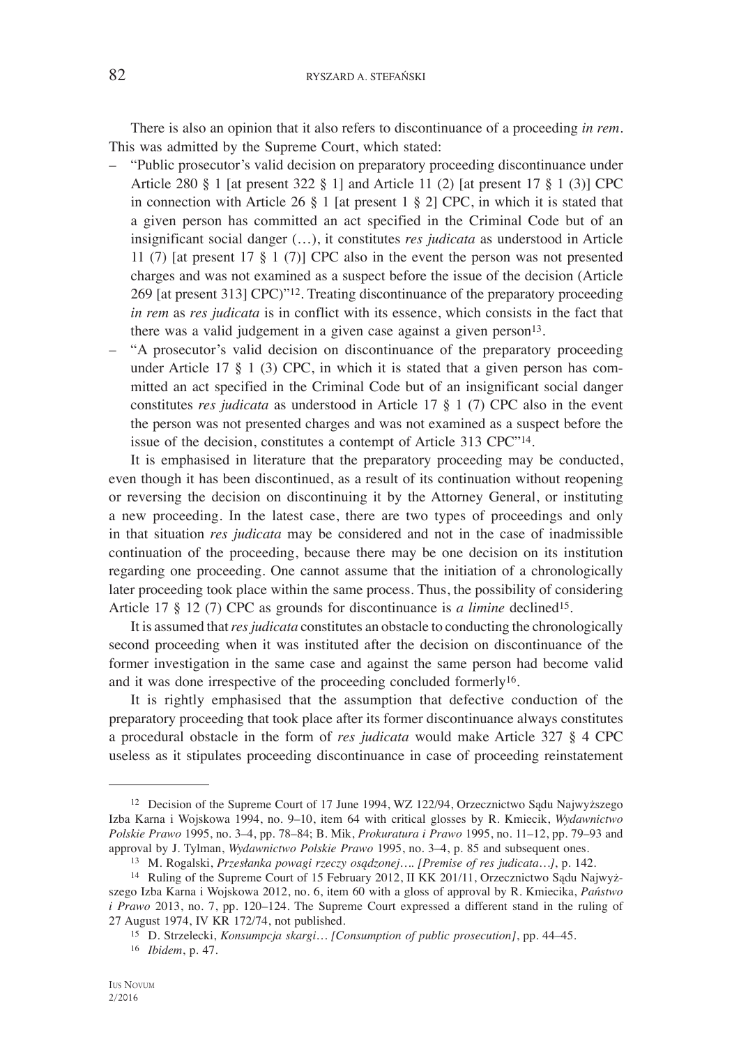There is also an opinion that it also refers to discontinuance of a proceeding *in rem*. This was admitted by the Supreme Court, which stated:

- "Public prosecutor's valid decision on preparatory proceeding discontinuance under Article 280 § 1 [at present 322 § 1] and Article 11 (2) [at present 17 § 1 (3)] CPC in connection with Article 26 § 1 [at present 1 § 2] CPC, in which it is stated that a given person has committed an act specified in the Criminal Code but of an insignificant social danger (…), it constitutes *res judicata* as understood in Article 11 (7) [at present 17 § 1 (7)] CPC also in the event the person was not presented charges and was not examined as a suspect before the issue of the decision (Article 269 [at present 313] CPC)"[12]. Treating discontinuance of the preparatory proceeding *in rem* as *res judicata* is in conflict with its essence, which consists in the fact that there was a valid judgement in a given case against a given person[13].
- "A prosecutor's valid decision on discontinuance of the preparatory proceeding under Article 17 § 1 (3) CPC, in which it is stated that a given person has committed an act specified in the Criminal Code but of an insignificant social danger constitutes *res judicata* as understood in Article 17 § 1 (7) CPC also in the event the person was not presented charges and was not examined as a suspect before the issue of the decision, constitutes a contempt of Article 313 CPC"[14].

It is emphasised in literature that the preparatory proceeding may be conducted, even though it has been discontinued, as a result of its continuation without reopening or reversing the decision on discontinuing it by the Attorney General, or instituting a new proceeding. In the latest case, there are two types of proceedings and only in that situation *res judicata* may be considered and not in the case of inadmissible continuation of the proceeding, because there may be one decision on its institution regarding one proceeding. One cannot assume that the initiation of a chronologically later proceeding took place within the same process. Thus, the possibility of considering Article 17 § 12 (7) CPC as grounds for discontinuance is *a limine* declined[15].

It is assumed that *res judicata* constitutes an obstacle to conducting the chronologically second proceeding when it was instituted after the decision on discontinuance of the former investigation in the same case and against the same person had become valid and it was done irrespective of the proceeding concluded formerly[16].

It is rightly emphasised that the assumption that defective conduction of the preparatory proceeding that took place after its former discontinuance always constitutes a procedural obstacle in the form of *res judicata* would make Article 327 § 4 CPC useless as it stipulates proceeding discontinuance in case of proceeding reinstatement

---

[12] Decision of the Supreme Court of 17 June 1994, WZ 122/94, Orzecznictwo Sądu Najwyższego Izba Karna i Wojskowa 1994, no. 9–10, item 64 with critical glosses by R. Kmiecik, *Wydawnictwo Polskie Prawo* 1995, no. 3–4, pp. 78–84; B. Mik, *Prokuratura i Prawo* 1995, no. 11–12, pp. 79–93 and approval by J. Tylman, *Wydawnictwo Polskie Prawo* 1995, no. 3–4, p. 85 and subsequent ones.

[13] M. Rogalski, *Przesłanka powagi rzeczy osądzonej…. [Premise of res judicata…]*, p. 142.

[14] Ruling of the Supreme Court of 15 February 2012, II KK 201/11, Orzecznictwo Sądu Najwyższego Izba Karna i Wojskowa 2012, no. 6, item 60 with a gloss of approval by R. Kmiecika, *Państwo i Prawo* 2013, no. 7, pp. 120–124. The Supreme Court expressed a different stand in the ruling of 27 August 1974, IV KR 172/74, not published.

[15] D. Strzelecki, *Konsumpcja skargi… [Consumption of public prosecution]*, pp. 44–45.

[16] *Ibidem*, p. 47.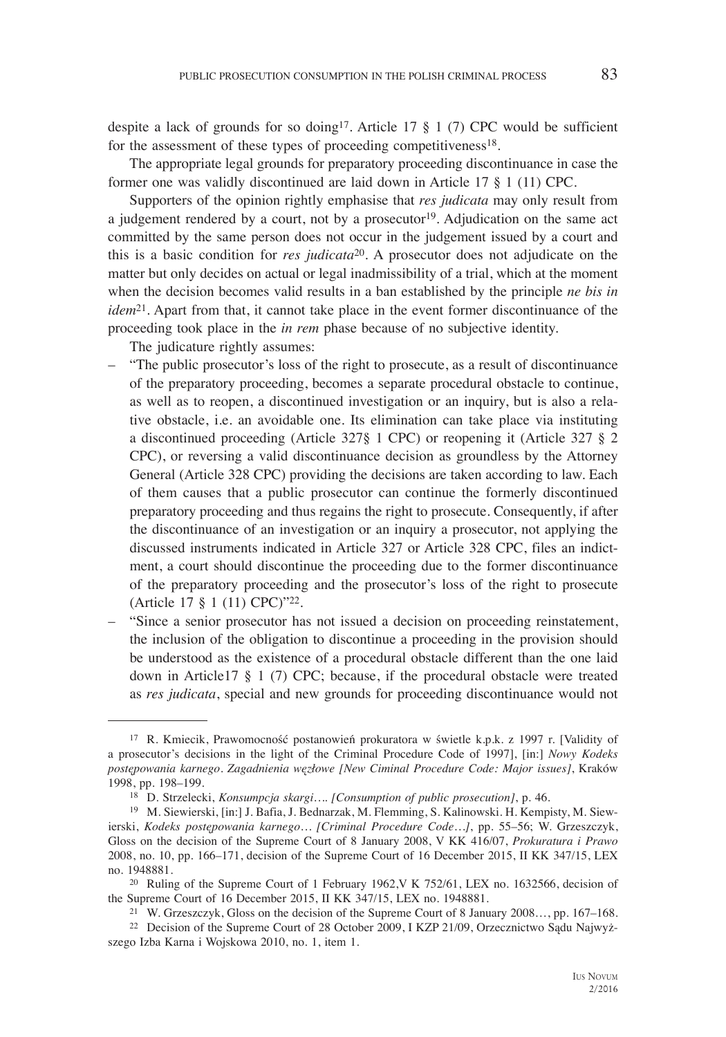despite a lack of grounds for so doing[17]. Article 17 § 1 (7) CPC would be sufficient for the assessment of these types of proceeding competitiveness[18].

The appropriate legal grounds for preparatory proceeding discontinuance in case the former one was validly discontinued are laid down in Article 17 § 1 (11) CPC.

Supporters of the opinion rightly emphasise that *res judicata* may only result from a judgement rendered by a court, not by a prosecutor[19]. Adjudication on the same act committed by the same person does not occur in the judgement issued by a court and this is a basic condition for *res judicata*[20]. A prosecutor does not adjudicate on the matter but only decides on actual or legal inadmissibility of a trial, which at the moment when the decision becomes valid results in a ban established by the principle *ne bis in idem*[21]. Apart from that, it cannot take place in the event former discontinuance of the proceeding took place in the *in rem* phase because of no subjective identity.

The judicature rightly assumes:

– "The public prosecutor's loss of the right to prosecute, as a result of discontinuance of the preparatory proceeding, becomes a separate procedural obstacle to continue, as well as to reopen, a discontinued investigation or an inquiry, but is also a relative obstacle, i.e. an avoidable one. Its elimination can take place via instituting a discontinued proceeding (Article 327§ 1 CPC) or reopening it (Article 327 § 2 CPC), or reversing a valid discontinuance decision as groundless by the Attorney General (Article 328 CPC) providing the decisions are taken according to law. Each of them causes that a public prosecutor can continue the formerly discontinued preparatory proceeding and thus regains the right to prosecute. Consequently, if after the discontinuance of an investigation or an inquiry a prosecutor, not applying the discussed instruments indicated in Article 327 or Article 328 CPC, files an indictment, a court should discontinue the proceeding due to the former discontinuance of the preparatory proceeding and the prosecutor's loss of the right to prosecute (Article 17 § 1 (11) CPC)"[22].

– "Since a senior prosecutor has not issued a decision on proceeding reinstatement, the inclusion of the obligation to discontinue a proceeding in the provision should be understood as the existence of a procedural obstacle different than the one laid down in Article17 § 1 (7) CPC; because, if the procedural obstacle were treated as *res judicata*, special and new grounds for proceeding discontinuance would not

---

[17] R. Kmiecik, Prawomocność postanowień prokuratora w świetle k.p.k. z 1997 r. [Validity of a prosecutor's decisions in the light of the Criminal Procedure Code of 1997], [in:] *Nowy Kodeks postępowania karnego. Zagadnienia węzłowe [New Ciminal Procedure Code: Major issues]*, Kraków 1998, pp. 198–199.

[18] D. Strzelecki, *Konsumpcja skargi…. [Consumption of public prosecution]*, p. 46.

[19] M. Siewierski, [in:] J. Bafia, J. Bednarzak, M. Flemming, S. Kalinowski. H. Kempisty, M. Siewierski, *Kodeks postępowania karnego… [Criminal Procedure Code…]*, pp. 55–56; W. Grzeszczyk, Gloss on the decision of the Supreme Court of 8 January 2008, V KK 416/07, *Prokuratura i Prawo* 2008, no. 10, pp. 166–171, decision of the Supreme Court of 16 December 2015, II KK 347/15, LEX no. 1948881.

[20] Ruling of the Supreme Court of 1 February 1962,V K 752/61, LEX no. 1632566, decision of the Supreme Court of 16 December 2015, II KK 347/15, LEX no. 1948881.

[21] W. Grzeszczyk, Gloss on the decision of the Supreme Court of 8 January 2008…, pp. 167–168.

[22] Decision of the Supreme Court of 28 October 2009, I KZP 21/09, Orzecznictwo Sądu Najwyższego Izba Karna i Wojskowa 2010, no. 1, item 1.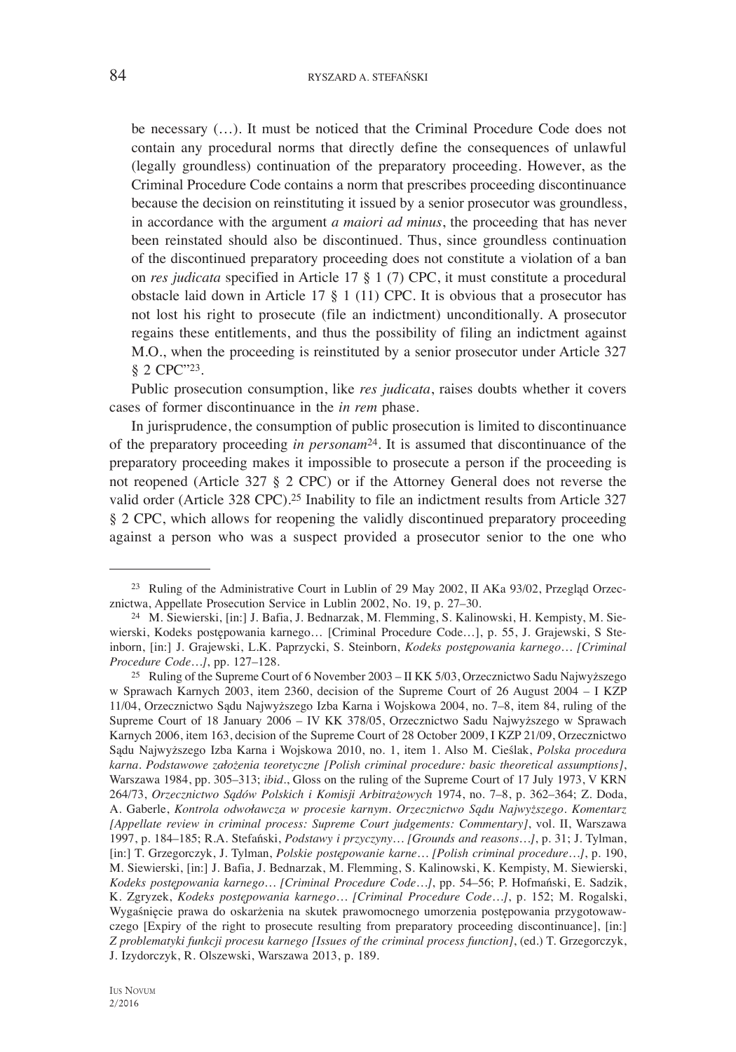be necessary (…). It must be noticed that the Criminal Procedure Code does not contain any procedural norms that directly define the consequences of unlawful (legally groundless) continuation of the preparatory proceeding. However, as the Criminal Procedure Code contains a norm that prescribes proceeding discontinuance because the decision on reinstituting it issued by a senior prosecutor was groundless, in accordance with the argument *a maiori ad minus*, the proceeding that has never been reinstated should also be discontinued. Thus, since groundless continuation of the discontinued preparatory proceeding does not constitute a violation of a ban on *res judicata* specified in Article 17 § 1 (7) CPC, it must constitute a procedural obstacle laid down in Article 17 § 1 (11) CPC. It is obvious that a prosecutor has not lost his right to prosecute (file an indictment) unconditionally. A prosecutor regains these entitlements, and thus the possibility of filing an indictment against M.O., when the proceeding is reinstituted by a senior prosecutor under Article 327 § 2 CPC"[23].

Public prosecution consumption, like *res judicata*, raises doubts whether it covers cases of former discontinuance in the *in rem* phase.

In jurisprudence, the consumption of public prosecution is limited to discontinuance of the preparatory proceeding *in personam*[24]. It is assumed that discontinuance of the preparatory proceeding makes it impossible to prosecute a person if the proceeding is not reopened (Article 327 § 2 CPC) or if the Attorney General does not reverse the valid order (Article 328 CPC).[25] Inability to file an indictment results from Article 327 § 2 CPC, which allows for reopening the validly discontinued preparatory proceeding against a person who was a suspect provided a prosecutor senior to the one who

---

[23] Ruling of the Administrative Court in Lublin of 29 May 2002, II AKa 93/02, Przegląd Orzecznictwa, Appellate Prosecution Service in Lublin 2002, No. 19, p. 27–30.

[24] M. Siewierski, [in:] J. Bafia, J. Bednarzak, M. Flemming, S. Kalinowski, H. Kempisty, M. Siewierski, Kodeks postępowania karnego… [Criminal Procedure Code…], p. 55, J. Grajewski, S Steinborn, [in:] J. Grajewski, L.K. Paprzycki, S. Steinborn, *Kodeks postępowania karnego… [Criminal Procedure Code…]*, pp. 127–128.

[25] Ruling of the Supreme Court of 6 November 2003 – II KK 5/03, Orzecznictwo Sadu Najwyższego w Sprawach Karnych 2003, item 2360, decision of the Supreme Court of 26 August 2004 – I KZP 11/04, Orzecznictwo Sądu Najwyższego Izba Karna i Wojskowa 2004, no. 7–8, item 84, ruling of the Supreme Court of 18 January 2006 – IV KK 378/05, Orzecznictwo Sadu Najwyższego w Sprawach Karnych 2006, item 163, decision of the Supreme Court of 28 October 2009, I KZP 21/09, Orzecznictwo Sądu Najwyższego Izba Karna i Wojskowa 2010, no. 1, item 1. Also M. Cieślak, *Polska procedura karna. Podstawowe założenia teoretyczne [Polish criminal procedure: basic theoretical assumptions]*, Warszawa 1984, pp. 305–313; *ibid*., Gloss on the ruling of the Supreme Court of 17 July 1973, V KRN 264/73, *Orzecznictwo Sądów Polskich i Komisji Arbitrażowych* 1974, no. 7–8, p. 362–364; Z. Doda, A. Gaberle, *Kontrola odwoławcza w procesie karnym. Orzecznictwo Sądu Najwyższego. Komentarz [Appellate review in criminal process: Supreme Court judgements: Commentary]*, vol. II, Warszawa 1997, p. 184–185; R.A. Stefański, *Podstawy i przyczyny… [Grounds and reasons…]*, p. 31; J. Tylman, [in:] T. Grzegorczyk, J. Tylman, *Polskie postępowanie karne… [Polish criminal procedure…]*, p. 190, M. Siewierski, [in:] J. Bafia, J. Bednarzak, M. Flemming, S. Kalinowski, K. Kempisty, M. Siewierski, *Kodeks postępowania karnego… [Criminal Procedure Code…]*, pp. 54–56; P. Hofmański, E. Sadzik, K. Zgryzek, *Kodeks postępowania karnego… [Criminal Procedure Code…]*, p. 152; M. Rogalski, Wygaśnięcie prawa do oskarżenia na skutek prawomocnego umorzenia postępowania przygotowawczego [Expiry of the right to prosecute resulting from preparatory proceeding discontinuance], [in:] *Z problematyki funkcji procesu karnego [Issues of the criminal process function]*, (ed.) T. Grzegorczyk, J. Izydorczyk, R. Olszewski, Warszawa 2013, p. 189.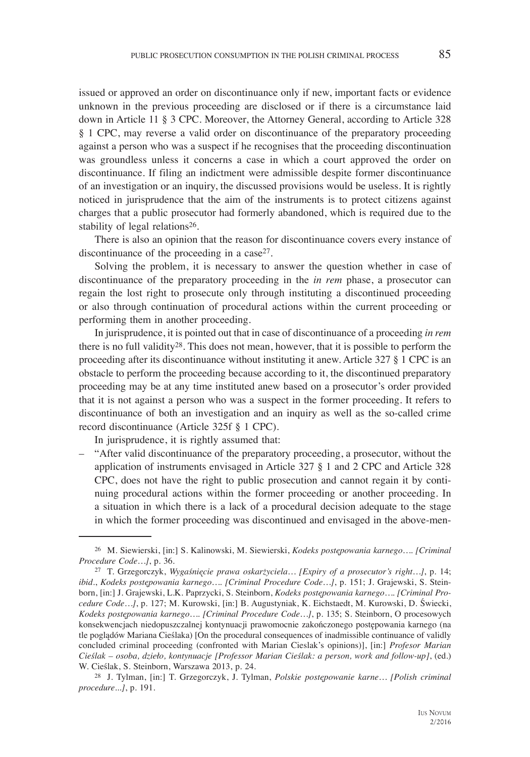issued or approved an order on discontinuance only if new, important facts or evidence unknown in the previous proceeding are disclosed or if there is a circumstance laid down in Article 11 § 3 CPC. Moreover, the Attorney General, according to Article 328 § 1 CPC, may reverse a valid order on discontinuance of the preparatory proceeding against a person who was a suspect if he recognises that the proceeding discontinuation was groundless unless it concerns a case in which a court approved the order on discontinuance. If filing an indictment were admissible despite former discontinuance of an investigation or an inquiry, the discussed provisions would be useless. It is rightly noticed in jurisprudence that the aim of the instruments is to protect citizens against charges that a public prosecutor had formerly abandoned, which is required due to the stability of legal relations[26].

There is also an opinion that the reason for discontinuance covers every instance of discontinuance of the proceeding in a case[27].

Solving the problem, it is necessary to answer the question whether in case of discontinuance of the preparatory proceeding in the *in rem* phase, a prosecutor can regain the lost right to prosecute only through instituting a discontinued proceeding or also through continuation of procedural actions within the current proceeding or performing them in another proceeding.

In jurisprudence, it is pointed out that in case of discontinuance of a proceeding *in rem* there is no full validity[28]. This does not mean, however, that it is possible to perform the proceeding after its discontinuance without instituting it anew. Article 327 § 1 CPC is an obstacle to perform the proceeding because according to it, the discontinued preparatory proceeding may be at any time instituted anew based on a prosecutor's order provided that it is not against a person who was a suspect in the former proceeding. It refers to discontinuance of both an investigation and an inquiry as well as the so-called crime record discontinuance (Article 325f § 1 CPC).

In jurisprudence, it is rightly assumed that:

– "After valid discontinuance of the preparatory proceeding, a prosecutor, without the application of instruments envisaged in Article 327 § 1 and 2 CPC and Article 328 CPC, does not have the right to public prosecution and cannot regain it by continuing procedural actions within the former proceeding or another proceeding. In a situation in which there is a lack of a procedural decision adequate to the stage in which the former proceeding was discontinued and envisaged in the above-men-

---

[26] M. Siewierski, [in:] S. Kalinowski, M. Siewierski, *Kodeks postępowania karnego…. [Criminal Procedure Code…]*, p. 36.

[27] T. Grzegorczyk, *Wygaśnięcie prawa oskarżyciela… [Expiry of a prosecutor's right…]*, p. 14; *ibid*., *Kodeks postępowania karnego…. [Criminal Procedure Code…]*, p. 151; J. Grajewski, S. Steinborn, [in:] J. Grajewski, L.K. Paprzycki, S. Steinborn, *Kodeks postępowania karnego…. [Criminal Procedure Code…]*, p. 127; M. Kurowski, [in:] B. Augustyniak, K. Eichstaedt, M. Kurowski, D. Świecki, *Kodeks postępowania karnego…. [Criminal Procedure Code…]*, p. 135; S. Steinborn, O procesowych konsekwencjach niedopuszczalnej kontynuacji prawomocnie zakończonego postępowania karnego (na tle poglądów Mariana Cieślaka) [On the procedural consequences of inadmissible continuance of validly concluded criminal proceeding (confronted with Marian Cieslak's opinions)], [in:] *Profesor Marian Cieślak – osoba, dzieło, kontynuacje [Professor Marian Cieślak: a person, work and follow-up]*, (ed.) W. Cieślak, S. Steinborn, Warszawa 2013, p. 24.

[28] J. Tylman, [in:] T. Grzegorczyk, J. Tylman, *Polskie postępowanie karne… [Polish criminal procedure...]*, p. 191.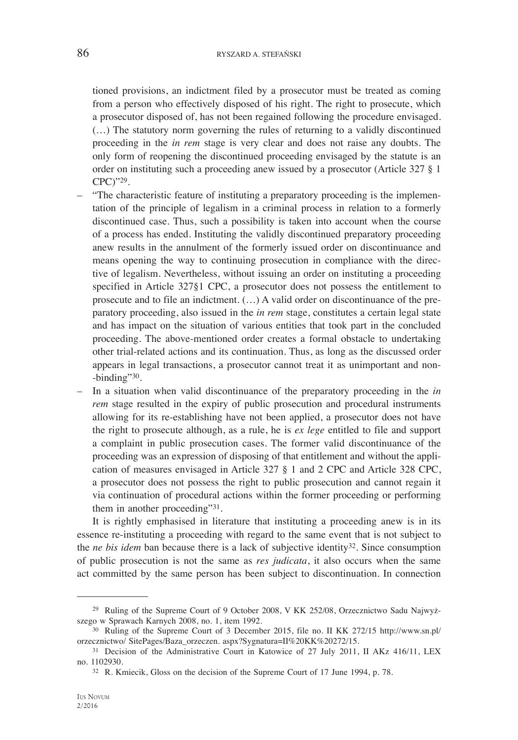tioned provisions, an indictment filed by a prosecutor must be treated as coming from a person who effectively disposed of his right. The right to prosecute, which a prosecutor disposed of, has not been regained following the procedure envisaged. (…) The statutory norm governing the rules of returning to a validly discontinued proceeding in the *in rem* stage is very clear and does not raise any doubts. The only form of reopening the discontinued proceeding envisaged by the statute is an order on instituting such a proceeding anew issued by a prosecutor (Article 327 § 1 CPC)"[29].

– "The characteristic feature of instituting a preparatory proceeding is the implementation of the principle of legalism in a criminal process in relation to a formerly discontinued case. Thus, such a possibility is taken into account when the course of a process has ended. Instituting the validly discontinued preparatory proceeding anew results in the annulment of the formerly issued order on discontinuance and means opening the way to continuing prosecution in compliance with the directive of legalism. Nevertheless, without issuing an order on instituting a proceeding specified in Article 327§1 CPC, a prosecutor does not possess the entitlement to prosecute and to file an indictment. (…) A valid order on discontinuance of the preparatory proceeding, also issued in the *in rem* stage, constitutes a certain legal state and has impact on the situation of various entities that took part in the concluded proceeding. The above-mentioned order creates a formal obstacle to undertaking other trial-related actions and its continuation. Thus, as long as the discussed order appears in legal transactions, a prosecutor cannot treat it as unimportant and non-binding"[30].

– In a situation when valid discontinuance of the preparatory proceeding in the *in rem* stage resulted in the expiry of public prosecution and procedural instruments allowing for its re-establishing have not been applied, a prosecutor does not have the right to prosecute although, as a rule, he is *ex lege* entitled to file and support a complaint in public prosecution cases. The former valid discontinuance of the proceeding was an expression of disposing of that entitlement and without the application of measures envisaged in Article 327 § 1 and 2 CPC and Article 328 CPC, a prosecutor does not possess the right to public prosecution and cannot regain it via continuation of procedural actions within the former proceeding or performing them in another proceeding"[31].

It is rightly emphasised in literature that instituting a proceeding anew is in its essence re-instituting a proceeding with regard to the same event that is not subject to the *ne bis idem* ban because there is a lack of subjective identity[32]. Since consumption of public prosecution is not the same as *res judicata*, it also occurs when the same act committed by the same person has been subject to discontinuation. In connection

[29] Ruling of the Supreme Court of 9 October 2008, V KK 252/08, Orzecznictwo Sadu Najwyższego w Sprawach Karnych 2008, no. 1, item 1992.

[30] Ruling of the Supreme Court of 3 December 2015, file no. II KK 272/15 http://www.sn.pl/orzecznictwo/ SitePages/Baza_orzeczen. aspx?Sygnatura=II%20KK%20272/15.

[31] Decision of the Administrative Court in Katowice of 27 July 2011, II AKz 416/11, LEX no. 1102930.

[32] R. Kmiecik, Gloss on the decision of the Supreme Court of 17 June 1994, p. 78.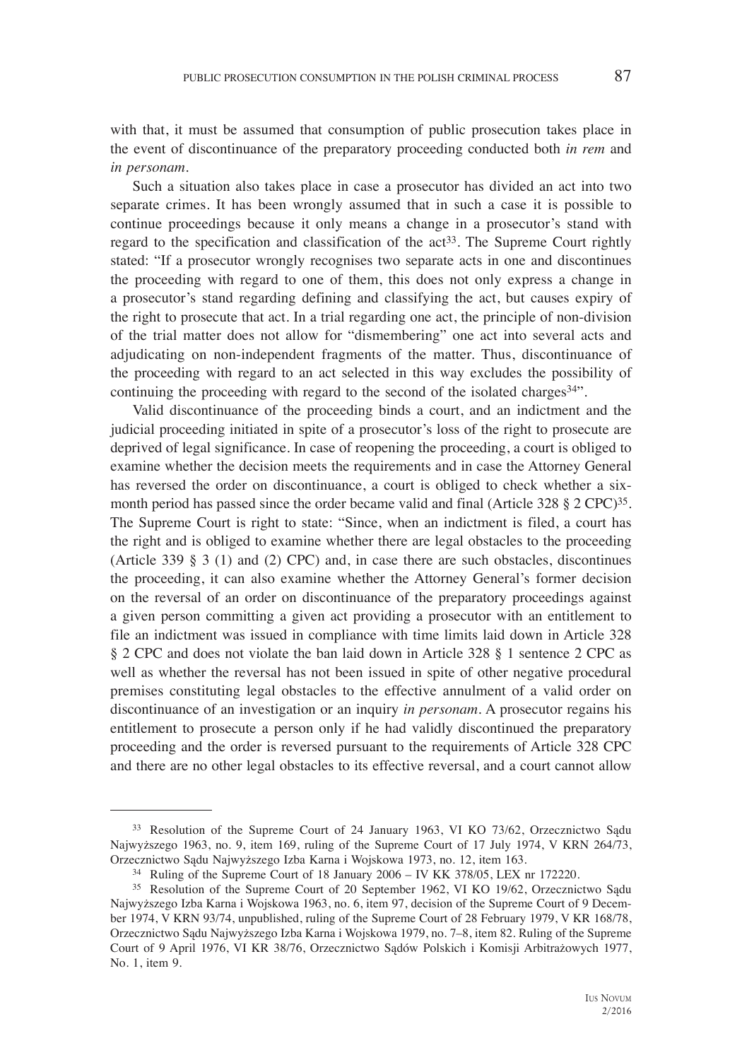with that, it must be assumed that consumption of public prosecution takes place in the event of discontinuance of the preparatory proceeding conducted both *in rem* and *in personam*.

Such a situation also takes place in case a prosecutor has divided an act into two separate crimes. It has been wrongly assumed that in such a case it is possible to continue proceedings because it only means a change in a prosecutor's stand with regard to the specification and classification of the act[33]. The Supreme Court rightly stated: "If a prosecutor wrongly recognises two separate acts in one and discontinues the proceeding with regard to one of them, this does not only express a change in a prosecutor's stand regarding defining and classifying the act, but causes expiry of the right to prosecute that act. In a trial regarding one act, the principle of non-division of the trial matter does not allow for "dismembering" one act into several acts and adjudicating on non-independent fragments of the matter. Thus, discontinuance of the proceeding with regard to an act selected in this way excludes the possibility of continuing the proceeding with regard to the second of the isolated charges[34]".

Valid discontinuance of the proceeding binds a court, and an indictment and the judicial proceeding initiated in spite of a prosecutor's loss of the right to prosecute are deprived of legal significance. In case of reopening the proceeding, a court is obliged to examine whether the decision meets the requirements and in case the Attorney General has reversed the order on discontinuance, a court is obliged to check whether a six-month period has passed since the order became valid and final (Article 328 § 2 CPC)[35]. The Supreme Court is right to state: "Since, when an indictment is filed, a court has the right and is obliged to examine whether there are legal obstacles to the proceeding (Article 339 § 3 (1) and (2) CPC) and, in case there are such obstacles, discontinues the proceeding, it can also examine whether the Attorney General's former decision on the reversal of an order on discontinuance of the preparatory proceedings against a given person committing a given act providing a prosecutor with an entitlement to file an indictment was issued in compliance with time limits laid down in Article 328 § 2 CPC and does not violate the ban laid down in Article 328 § 1 sentence 2 CPC as well as whether the reversal has not been issued in spite of other negative procedural premises constituting legal obstacles to the effective annulment of a valid order on discontinuance of an investigation or an inquiry *in personam*. A prosecutor regains his entitlement to prosecute a person only if he had validly discontinued the preparatory proceeding and the order is reversed pursuant to the requirements of Article 328 CPC and there are no other legal obstacles to its effective reversal, and a court cannot allow

---

[33] Resolution of the Supreme Court of 24 January 1963, VI KO 73/62, Orzecznictwo Sądu Najwyższego 1963, no. 9, item 169, ruling of the Supreme Court of 17 July 1974, V KRN 264/73, Orzecznictwo Sądu Najwyższego Izba Karna i Wojskowa 1973, no. 12, item 163.

[34] Ruling of the Supreme Court of 18 January 2006 – IV KK 378/05, LEX nr 172220.

[35] Resolution of the Supreme Court of 20 September 1962, VI KO 19/62, Orzecznictwo Sądu Najwyższego Izba Karna i Wojskowa 1963, no. 6, item 97, decision of the Supreme Court of 9 December 1974, V KRN 93/74, unpublished, ruling of the Supreme Court of 28 February 1979, V KR 168/78, Orzecznictwo Sądu Najwyższego Izba Karna i Wojskowa 1979, no. 7–8, item 82. Ruling of the Supreme Court of 9 April 1976, VI KR 38/76, Orzecznictwo Sądów Polskich i Komisji Arbitrażowych 1977, No. 1, item 9.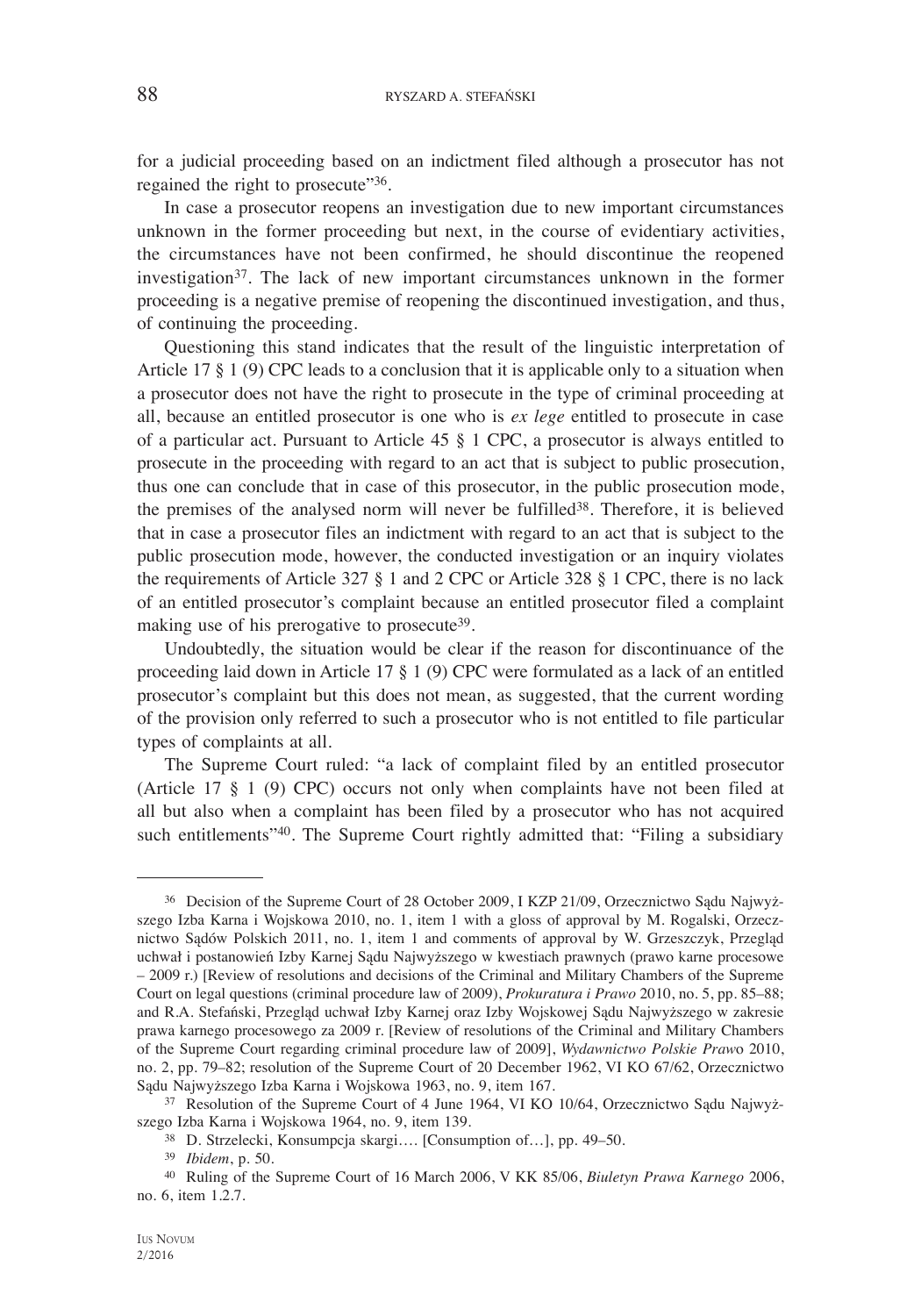for a judicial proceeding based on an indictment filed although a prosecutor has not regained the right to prosecute"[36].

In case a prosecutor reopens an investigation due to new important circumstances unknown in the former proceeding but next, in the course of evidentiary activities, the circumstances have not been confirmed, he should discontinue the reopened investigation[37]. The lack of new important circumstances unknown in the former proceeding is a negative premise of reopening the discontinued investigation, and thus, of continuing the proceeding.

Questioning this stand indicates that the result of the linguistic interpretation of Article 17 § 1 (9) CPC leads to a conclusion that it is applicable only to a situation when a prosecutor does not have the right to prosecute in the type of criminal proceeding at all, because an entitled prosecutor is one who is *ex lege* entitled to prosecute in case of a particular act. Pursuant to Article 45 § 1 CPC, a prosecutor is always entitled to prosecute in the proceeding with regard to an act that is subject to public prosecution, thus one can conclude that in case of this prosecutor, in the public prosecution mode, the premises of the analysed norm will never be fulfilled[38]. Therefore, it is believed that in case a prosecutor files an indictment with regard to an act that is subject to the public prosecution mode, however, the conducted investigation or an inquiry violates the requirements of Article 327 § 1 and 2 CPC or Article 328 § 1 CPC, there is no lack of an entitled prosecutor's complaint because an entitled prosecutor filed a complaint making use of his prerogative to prosecute[39].

Undoubtedly, the situation would be clear if the reason for discontinuance of the proceeding laid down in Article 17 § 1 (9) CPC were formulated as a lack of an entitled prosecutor's complaint but this does not mean, as suggested, that the current wording of the provision only referred to such a prosecutor who is not entitled to file particular types of complaints at all.

The Supreme Court ruled: "a lack of complaint filed by an entitled prosecutor (Article 17 § 1 (9) CPC) occurs not only when complaints have not been filed at all but also when a complaint has been filed by a prosecutor who has not acquired such entitlements"[40]. The Supreme Court rightly admitted that: "Filing a subsidiary

---

[36] Decision of the Supreme Court of 28 October 2009, I KZP 21/09, Orzecznictwo Sądu Najwyższego Izba Karna i Wojskowa 2010, no. 1, item 1 with a gloss of approval by M. Rogalski, Orzecznictwo Sądów Polskich 2011, no. 1, item 1 and comments of approval by W. Grzeszczyk, Przegląd uchwał i postanowień Izby Karnej Sądu Najwyższego w kwestiach prawnych (prawo karne procesowe – 2009 r.) [Review of resolutions and decisions of the Criminal and Military Chambers of the Supreme Court on legal questions (criminal procedure law of 2009), *Prokuratura i Prawo* 2010, no. 5, pp. 85–88; and R.A. Stefański, Przegląd uchwał Izby Karnej oraz Izby Wojskowej Sądu Najwyższego w zakresie prawa karnego procesowego za 2009 r. [Review of resolutions of the Criminal and Military Chambers of the Supreme Court regarding criminal procedure law of 2009], *Wydawnictwo Polskie Prawo* 2010, no. 2, pp. 79–82; resolution of the Supreme Court of 20 December 1962, VI KO 67/62, Orzecznictwo Sądu Najwyższego Izba Karna i Wojskowa 1963, no. 9, item 167.

[37] Resolution of the Supreme Court of 4 June 1964, VI KO 10/64, Orzecznictwo Sądu Najwyższego Izba Karna i Wojskowa 1964, no. 9, item 139.

[38] D. Strzelecki, Konsumpcja skargi…. [Consumption of…], pp. 49–50.

[39] *Ibidem*, p. 50.

[40] Ruling of the Supreme Court of 16 March 2006, V KK 85/06, *Biuletyn Prawa Karnego* 2006, no. 6, item 1.2.7.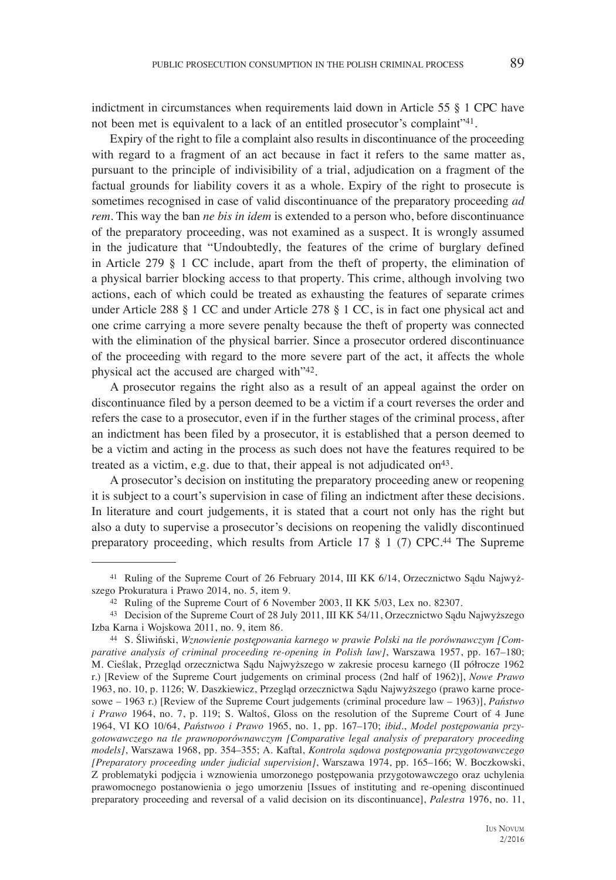indictment in circumstances when requirements laid down in Article 55 § 1 CPC have not been met is equivalent to a lack of an entitled prosecutor's complaint"[41].

Expiry of the right to file a complaint also results in discontinuance of the proceeding with regard to a fragment of an act because in fact it refers to the same matter as, pursuant to the principle of indivisibility of a trial, adjudication on a fragment of the factual grounds for liability covers it as a whole. Expiry of the right to prosecute is sometimes recognised in case of valid discontinuance of the preparatory proceeding *ad rem*. This way the ban *ne bis in idem* is extended to a person who, before discontinuance of the preparatory proceeding, was not examined as a suspect. It is wrongly assumed in the judicature that "Undoubtedly, the features of the crime of burglary defined in Article 279 § 1 CC include, apart from the theft of property, the elimination of a physical barrier blocking access to that property. This crime, although involving two actions, each of which could be treated as exhausting the features of separate crimes under Article 288 § 1 CC and under Article 278 § 1 CC, is in fact one physical act and one crime carrying a more severe penalty because the theft of property was connected with the elimination of the physical barrier. Since a prosecutor ordered discontinuance of the proceeding with regard to the more severe part of the act, it affects the whole physical act the accused are charged with"[42].

A prosecutor regains the right also as a result of an appeal against the order on discontinuance filed by a person deemed to be a victim if a court reverses the order and refers the case to a prosecutor, even if in the further stages of the criminal process, after an indictment has been filed by a prosecutor, it is established that a person deemed to be a victim and acting in the process as such does not have the features required to be treated as a victim, e.g. due to that, their appeal is not adjudicated on[43].

A prosecutor's decision on instituting the preparatory proceeding anew or reopening it is subject to a court's supervision in case of filing an indictment after these decisions. In literature and court judgements, it is stated that a court not only has the right but also a duty to supervise a prosecutor's decisions on reopening the validly discontinued preparatory proceeding, which results from Article 17 § 1 (7) CPC.[44] The Supreme

---

[41] Ruling of the Supreme Court of 26 February 2014, III KK 6/14, Orzecznictwo Sądu Najwyższego Prokuratura i Prawo 2014, no. 5, item 9.

[42] Ruling of the Supreme Court of 6 November 2003, II KK 5/03, Lex no. 82307.

[43] Decision of the Supreme Court of 28 July 2011, III KK 54/11, Orzecznictwo Sądu Najwyższego Izba Karna i Wojskowa 2011, no. 9, item 86.

[44] S. Śliwiński, *Wznowienie postępowania karnego w prawie Polski na tle porównawczym [Comparative analysis of criminal proceeding re-opening in Polish law]*, Warszawa 1957, pp. 167–180; M. Cieślak, Przegląd orzecznictwa Sądu Najwyższego w zakresie procesu karnego (II półrocze 1962 r.) [Review of the Supreme Court judgements on criminal process (2nd half of 1962)], *Nowe Prawo* 1963, no. 10, p. 1126; W. Daszkiewicz, Przegląd orzecznictwa Sądu Najwyższego (prawo karne procesowe – 1963 r.) [Review of the Supreme Court judgements (criminal procedure law – 1963)], *Państwo i Prawo* 1964, no. 7, p. 119; S. Waltoś, Gloss on the resolution of the Supreme Court of 4 June 1964, VI KO 10/64, *Państwo i Prawo* 1965, no. 1, pp. 167–170; *ibid*., *Model postępowania przygotowawczego na tle prawnoporównawczym [Comparative legal analysis of preparatory proceeding models]*, Warszawa 1968, pp. 354–355; A. Kaftal, *Kontrola sądowa postępowania przygotowawczego [Preparatory proceeding under judicial supervision]*, Warszawa 1974, pp. 165–166; W. Boczkowski, Z problematyki podjęcia i wznowienia umorzonego postępowania przygotowawczego oraz uchylenia prawomocnego postanowienia o jego umorzeniu [Issues of instituting and re-opening discontinued preparatory proceeding and reversal of a valid decision on its discontinuance], *Palestra* 1976, no. 11,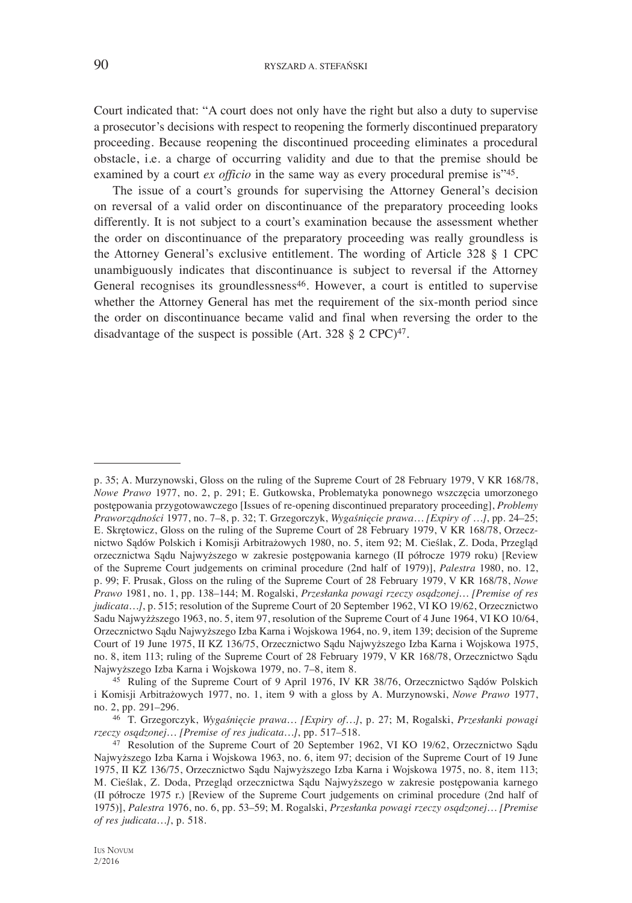Court indicated that: "A court does not only have the right but also a duty to supervise a prosecutor's decisions with respect to reopening the formerly discontinued preparatory proceeding. Because reopening the discontinued proceeding eliminates a procedural obstacle, i.e. a charge of occurring validity and due to that the premise should be examined by a court *ex officio* in the same way as every procedural premise is"[45].

The issue of a court's grounds for supervising the Attorney General's decision on reversal of a valid order on discontinuance of the preparatory proceeding looks differently. It is not subject to a court's examination because the assessment whether the order on discontinuance of the preparatory proceeding was really groundless is the Attorney General's exclusive entitlement. The wording of Article 328 § 1 CPC unambiguously indicates that discontinuance is subject to reversal if the Attorney General recognises its groundlessness[46]. However, a court is entitled to supervise whether the Attorney General has met the requirement of the six-month period since the order on discontinuance became valid and final when reversing the order to the disadvantage of the suspect is possible (Art. 328 § 2 CPC)[47].

---

p. 35; A. Murzynowski, Gloss on the ruling of the Supreme Court of 28 February 1979, V KR 168/78, *Nowe Prawo* 1977, no. 2, p. 291; E. Gutkowska, Problematyka ponownego wszczęcia umorzonego postępowania przygotowawczego [Issues of re-opening discontinued preparatory proceeding], *Problemy Praworządności* 1977, no. 7–8, p. 32; T. Grzegorczyk, *Wygaśnięcie prawa… [Expiry of …]*, pp. 24–25; E. Skrętowicz, Gloss on the ruling of the Supreme Court of 28 February 1979, V KR 168/78, Orzecznictwo Sądów Polskich i Komisji Arbitrażowych 1980, no. 5, item 92; M. Cieślak, Z. Doda, Przegląd orzecznictwa Sądu Najwyższego w zakresie postępowania karnego (II półrocze 1979 roku) [Review of the Supreme Court judgements on criminal procedure (2nd half of 1979)], *Palestra* 1980, no. 12, p. 99; F. Prusak, Gloss on the ruling of the Supreme Court of 28 February 1979, V KR 168/78, *Nowe Prawo* 1981, no. 1, pp. 138–144; M. Rogalski, *Przesłanka powagi rzeczy osądzonej… [Premise of res judicata…]*, p. 515; resolution of the Supreme Court of 20 September 1962, VI KO 19/62, Orzecznictwo Sadu Najwyżższego 1963, no. 5, item 97, resolution of the Supreme Court of 4 June 1964, VI KO 10/64, Orzecznictwo Sądu Najwyższego Izba Karna i Wojskowa 1964, no. 9, item 139; decision of the Supreme Court of 19 June 1975, II KZ 136/75, Orzecznictwo Sądu Najwyższego Izba Karna i Wojskowa 1975, no. 8, item 113; ruling of the Supreme Court of 28 February 1979, V KR 168/78, Orzecznictwo Sądu Najwyższego Izba Karna i Wojskowa 1979, no. 7–8, item 8.

[45] Ruling of the Supreme Court of 9 April 1976, IV KR 38/76, Orzecznictwo Sądów Polskich i Komisji Arbitrażowych 1977, no. 1, item 9 with a gloss by A. Murzynowski, *Nowe Prawo* 1977, no. 2, pp. 291–296.

[46] T. Grzegorczyk, *Wygaśnięcie prawa… [Expiry of…]*, p. 27; M, Rogalski, *Przesłanki powagi rzeczy osądzonej… [Premise of res judicata…]*, pp. 517–518.

[47] Resolution of the Supreme Court of 20 September 1962, VI KO 19/62, Orzecznictwo Sądu Najwyższego Izba Karna i Wojskowa 1963, no. 6, item 97; decision of the Supreme Court of 19 June 1975, II KZ 136/75, Orzecznictwo Sądu Najwyższego Izba Karna i Wojskowa 1975, no. 8, item 113; M. Cieślak, Z. Doda, Przegląd orzecznictwa Sądu Najwyższego w zakresie postępowania karnego (II półrocze 1975 r.) [Review of the Supreme Court judgements on criminal procedure (2nd half of 1975)], *Palestra* 1976, no. 6, pp. 53–59; M. Rogalski, *Przesłanka powagi rzeczy osądzonej… [Premise of res judicata…]*, p. 518.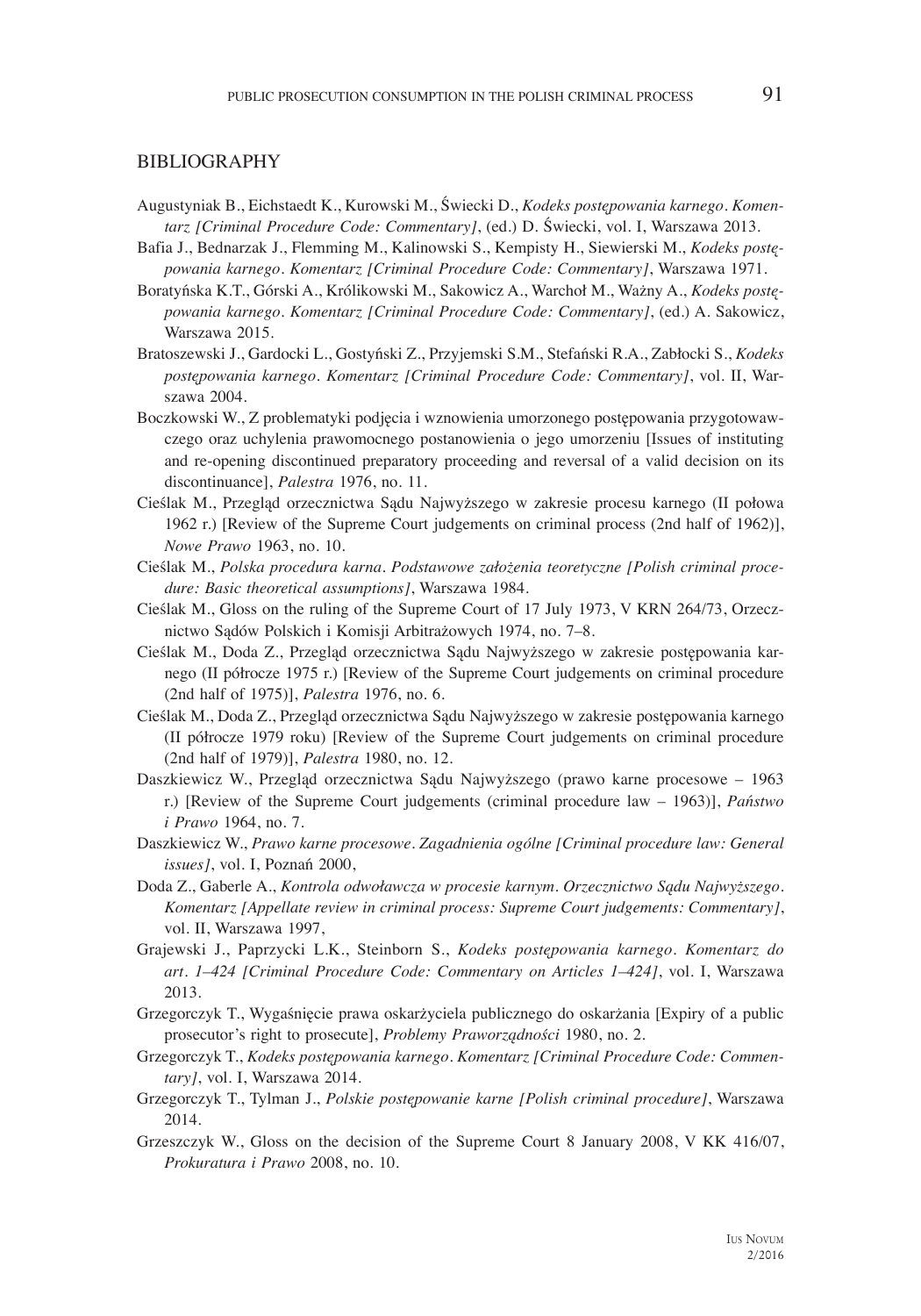## BIBLIOGRAPHY

Augustyniak B., Eichstaedt K., Kurowski M., Świecki D., *Kodeks postępowania karnego. Komentarz [Criminal Procedure Code: Commentary]*, (ed.) D. Świecki, vol. I, Warszawa 2013.

Bafia J., Bednarzak J., Flemming M., Kalinowski S., Kempisty H., Siewierski M., *Kodeks postępowania karnego. Komentarz [Criminal Procedure Code: Commentary]*, Warszawa 1971.

Boratyńska K.T., Górski A., Królikowski M., Sakowicz A., Warchoł M., Ważny A., *Kodeks postępowania karnego. Komentarz [Criminal Procedure Code: Commentary]*, (ed.) A. Sakowicz, Warszawa 2015.

Bratoszewski J., Gardocki L., Gostyński Z., Przyjemski S.M., Stefański R.A., Zabłocki S., *Kodeks postępowania karnego. Komentarz [Criminal Procedure Code: Commentary]*, vol. II, Warszawa 2004.

Boczkowski W., Z problematyki podjęcia i wznowienia umorzonego postępowania przygotowawczego oraz uchylenia prawomocnego postanowienia o jego umorzeniu [Issues of instituting and re-opening discontinued preparatory proceeding and reversal of a valid decision on its discontinuance], *Palestra* 1976, no. 11.

Cieślak M., Przegląd orzecznictwa Sądu Najwyższego w zakresie procesu karnego (II połowa 1962 r.) [Review of the Supreme Court judgements on criminal process (2nd half of 1962)], *Nowe Prawo* 1963, no. 10.

Cieślak M., *Polska procedura karna. Podstawowe założenia teoretyczne [Polish criminal procedure: Basic theoretical assumptions]*, Warszawa 1984.

Cieślak M., Gloss on the ruling of the Supreme Court of 17 July 1973, V KRN 264/73, Orzecznictwo Sądów Polskich i Komisji Arbitrażowych 1974, no. 7–8.

Cieślak M., Doda Z., Przegląd orzecznictwa Sądu Najwyższego w zakresie postępowania karnego (II półrocze 1975 r.) [Review of the Supreme Court judgements on criminal procedure (2nd half of 1975)], *Palestra* 1976, no. 6.

Cieślak M., Doda Z., Przegląd orzecznictwa Sądu Najwyższego w zakresie postępowania karnego (II półrocze 1979 roku) [Review of the Supreme Court judgements on criminal procedure (2nd half of 1979)], *Palestra* 1980, no. 12.

Daszkiewicz W., Przegląd orzecznictwa Sądu Najwyższego (prawo karne procesowe – 1963 r.) [Review of the Supreme Court judgements (criminal procedure law – 1963)], *Państwo i Prawo* 1964, no. 7.

Daszkiewicz W., *Prawo karne procesowe. Zagadnienia ogólne [Criminal procedure law: General issues]*, vol. I, Poznań 2000,

Doda Z., Gaberle A., *Kontrola odwoławcza w procesie karnym. Orzecznictwo Sądu Najwyższego. Komentarz [Appellate review in criminal process: Supreme Court judgements: Commentary]*, vol. II, Warszawa 1997,

Grajewski J., Paprzycki L.K., Steinborn S., *Kodeks postępowania karnego. Komentarz do art. 1–424 [Criminal Procedure Code: Commentary on Articles 1–424]*, vol. I, Warszawa 2013.

Grzegorczyk T., Wygaśnięcie prawa oskarżyciela publicznego do oskarżania [Expiry of a public prosecutor's right to prosecute], *Problemy Praworządności* 1980, no. 2.

Grzegorczyk T., *Kodeks postępowania karnego. Komentarz [Criminal Procedure Code: Commentary]*, vol. I, Warszawa 2014.

Grzegorczyk T., Tylman J., *Polskie postępowanie karne [Polish criminal procedure]*, Warszawa 2014.

Grzeszczyk W., Gloss on the decision of the Supreme Court 8 January 2008, V KK 416/07, *Prokuratura i Prawo* 2008, no. 10.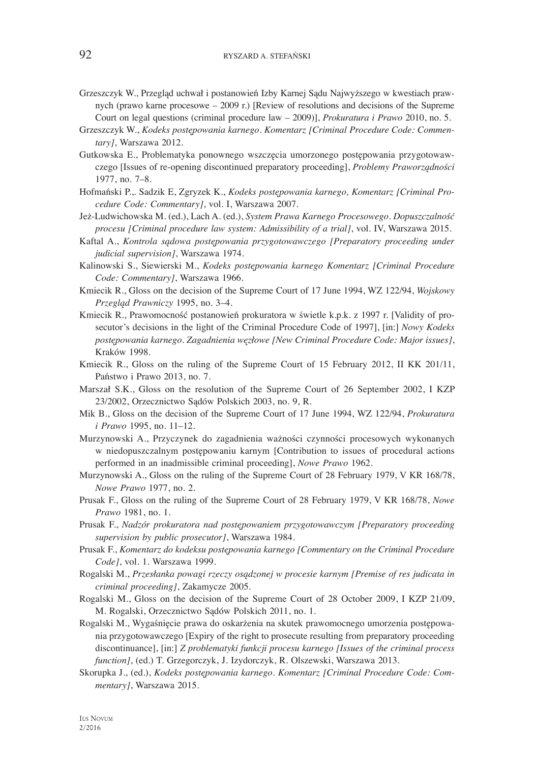Grzeszczyk W., Przegląd uchwał i postanowień Izby Karnej Sądu Najwyższego w kwestiach prawnych (prawo karne procesowe – 2009 r.) [Review of resolutions and decisions of the Supreme Court on legal questions (criminal procedure law – 2009)], *Prokuratura i Prawo* 2010, no. 5.

Grzeszczyk W., *Kodeks postępowania karnego. Komentarz [Criminal Procedure Code: Commentary]*, Warszawa 2012.

Gutkowska E., Problematyka ponownego wszczęcia umorzonego postępowania przygotowawczego [Issues of re-opening discontinued preparatory proceeding], *Problemy Praworządności* 1977, no. 7–8.

Hofmański P.,. Sadzik E, Zgryzek K., *Kodeks postępowania karnego, Komentarz [Criminal Procedure Code: Commentary]*, vol. I, Warszawa 2007.

Jeż-Ludwichowska M. (ed.), Lach A. (ed.), *System Prawa Karnego Procesowego. Dopuszczalność procesu [Criminal procedure law system: Admissibility of a trial]*, vol. IV, Warszawa 2015.

Kaftal A., *Kontrola sądowa postępowania przygotowawczego [Preparatory proceeding under judicial supervision]*, Warszawa 1974.

Kalinowski S., Siewierski M., *Kodeks postępowania karnego Komentarz [Criminal Procedure Code: Commentary]*, Warszawa 1966.

Kmiecik R., Gloss on the decision of the Supreme Court of 17 June 1994, WZ 122/94, *Wojskowy Przegląd Prawniczy* 1995, no. 3–4.

Kmiecik R., Prawomocność postanowień prokuratora w świetle k.p.k. z 1997 r. [Validity of prosecutor's decisions in the light of the Criminal Procedure Code of 1997], [in:] *Nowy Kodeks postępowania karnego. Zagadnienia węzłowe [New Criminal Procedure Code: Major issues]*, Kraków 1998.

Kmiecik R., Gloss on the ruling of the Supreme Court of 15 February 2012, II KK 201/11, Państwo i Prawo 2013, no. 7.

Marszał S.K., Gloss on the resolution of the Supreme Court of 26 September 2002, I KZP 23/2002, Orzecznictwo Sądów Polskich 2003, no. 9, R.

Mik B., Gloss on the decision of the Supreme Court of 17 June 1994, WZ 122/94, *Prokuratura i Prawo* 1995, no. 11–12.

Murzynowski A., Przyczynek do zagadnienia ważności czynności procesowych wykonanych w niedopuszczalnym postępowaniu karnym [Contribution to issues of procedural actions performed in an inadmissible criminal proceeding], *Nowe Prawo* 1962.

Murzynowski A., Gloss on the ruling of the Supreme Court of 28 February 1979, V KR 168/78, *Nowe Prawo* 1977, no. 2.

Prusak F., Gloss on the ruling of the Supreme Court of 28 February 1979, V KR 168/78, *Nowe Prawo* 1981, no. 1.

Prusak F., *Nadzór prokuratora nad postępowaniem przygotowawczym [Preparatory proceeding supervision by public prosecutor]*, Warszawa 1984.

Prusak F., *Komentarz do kodeksu postępowania karnego [Commentary on the Criminal Procedure Code]*, vol. 1. Warszawa 1999.

Rogalski M., *Przesłanka powagi rzeczy osądzonej w procesie karnym [Premise of res judicata in criminal proceeding]*, Zakamycze 2005.

Rogalski M., Gloss on the decision of the Supreme Court of 28 October 2009, I KZP 21/09, M. Rogalski, Orzecznictwo Sądów Polskich 2011, no. 1.

Rogalski M., Wygaśnięcie prawa do oskarżenia na skutek prawomocnego umorzenia postępowania przygotowawczego [Expiry of the right to prosecute resulting from preparatory proceeding discontinuance], [in:] *Z problematyki funkcji procesu karnego [Issues of the criminal process function]*, (ed.) T. Grzegorczyk, J. Izydorczyk, R. Olszewski, Warszawa 2013.

Skorupka J., (ed.), *Kodeks postępowania karnego. Komentarz [Criminal Procedure Code: Commentary]*, Warszawa 2015.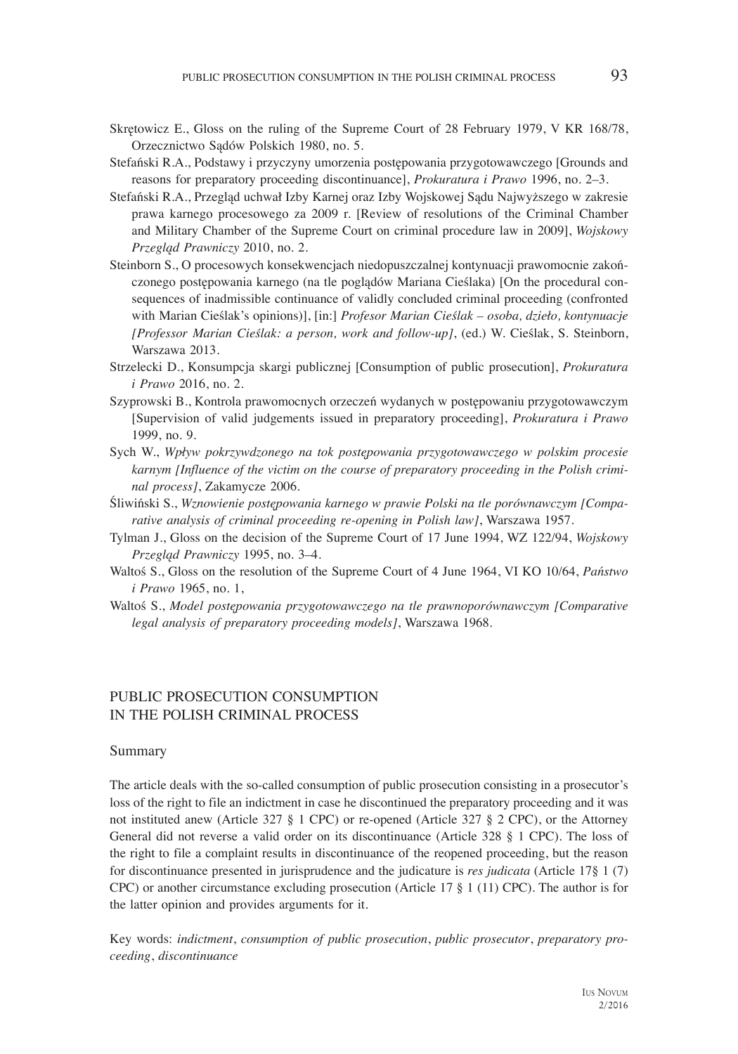Skrętowicz E., Gloss on the ruling of the Supreme Court of 28 February 1979, V KR 168/78, Orzecznictwo Sądów Polskich 1980, no. 5.

Stefański R.A., Podstawy i przyczyny umorzenia postępowania przygotowawczego [Grounds and reasons for preparatory proceeding discontinuance], *Prokuratura i Prawo* 1996, no. 2–3.

Stefański R.A., Przegląd uchwał Izby Karnej oraz Izby Wojskowej Sądu Najwyższego w zakresie prawa karnego procesowego za 2009 r. [Review of resolutions of the Criminal Chamber and Military Chamber of the Supreme Court on criminal procedure law in 2009], *Wojskowy Przegląd Prawniczy* 2010, no. 2.

Steinborn S., O procesowych konsekwencjach niedopuszczalnej kontynuacji prawomocnie zakończonego postępowania karnego (na tle poglądów Mariana Cieślaka) [On the procedural consequences of inadmissible continuance of validly concluded criminal proceeding (confronted with Marian Cieślak's opinions)], [in:] *Profesor Marian Cieślak – osoba, dzieło, kontynuacje [Professor Marian Cieślak: a person, work and follow-up]*, (ed.) W. Cieślak, S. Steinborn, Warszawa 2013.

Strzelecki D., Konsumpcja skargi publicznej [Consumption of public prosecution], *Prokuratura i Prawo* 2016, no. 2.

Szyprowski B., Kontrola prawomocnych orzeczeń wydanych w postępowaniu przygotowawczym [Supervision of valid judgements issued in preparatory proceeding], *Prokuratura i Prawo* 1999, no. 9.

Sych W., *Wpływ pokrzywdzonego na tok postępowania przygotowawczego w polskim procesie karnym [Influence of the victim on the course of preparatory proceeding in the Polish criminal process]*, Zakamycze 2006.

Śliwiński S., *Wznowienie postępowania karnego w prawie Polski na tle porównawczym [Comparative analysis of criminal proceeding re-opening in Polish law]*, Warszawa 1957.

Tylman J., Gloss on the decision of the Supreme Court of 17 June 1994, WZ 122/94, *Wojskowy Przegląd Prawniczy* 1995, no. 3–4.

Waltoś S., Gloss on the resolution of the Supreme Court of 4 June 1964, VI KO 10/64, *Państwo i Prawo* 1965, no. 1,

Waltoś S., *Model postępowania przygotowawczego na tle prawnoporównawczym [Comparative legal analysis of preparatory proceeding models]*, Warszawa 1968.

## PUBLIC PROSECUTION CONSUMPTION IN THE POLISH CRIMINAL PROCESS

### Summary

The article deals with the so-called consumption of public prosecution consisting in a prosecutor's loss of the right to file an indictment in case he discontinued the preparatory proceeding and it was not instituted anew (Article 327 § 1 CPC) or re-opened (Article 327 § 2 CPC), or the Attorney General did not reverse a valid order on its discontinuance (Article 328 § 1 CPC). The loss of the right to file a complaint results in discontinuance of the reopened proceeding, but the reason for discontinuance presented in jurisprudence and the judicature is *res judicata* (Article 17§ 1 (7) CPC) or another circumstance excluding prosecution (Article 17 § 1 (11) CPC). The author is for the latter opinion and provides arguments for it.

Key words: *indictment*, *consumption of public prosecution*, *public prosecutor*, *preparatory proceeding*, *discontinuance*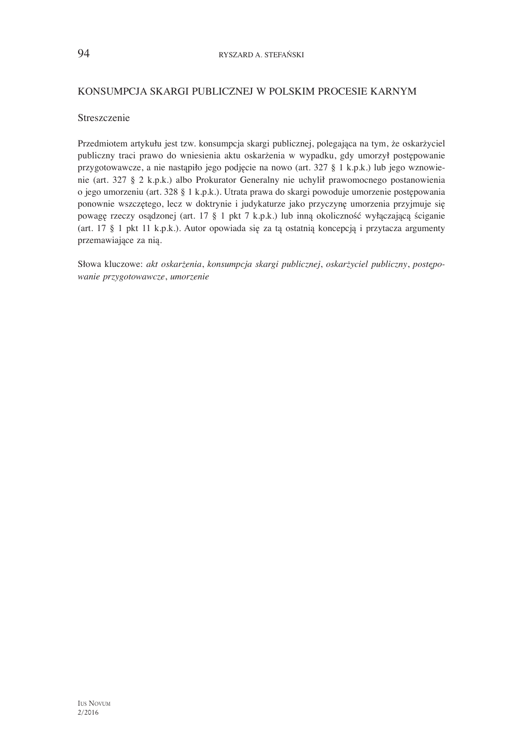## KONSUMPCJA SKARGI PUBLICZNEJ W POLSKIM PROCESIE KARNYM

### Streszczenie

Przedmiotem artykułu jest tzw. konsumpcja skargi publicznej, polegająca na tym, że oskarżyciel publiczny traci prawo do wniesienia aktu oskarżenia w wypadku, gdy umorzył postępowanie przygotowawcze, a nie nastąpiło jego podjęcie na nowo (art. 327 § 1 k.p.k.) lub jego wznowienie (art. 327 § 2 k.p.k.) albo Prokurator Generalny nie uchylił prawomocnego postanowienia o jego umorzeniu (art. 328 § 1 k.p.k.). Utrata prawa do skargi powoduje umorzenie postępowania ponownie wszczętego, lecz w doktrynie i judykaturze jako przyczynę umorzenia przyjmuje się powagę rzeczy osądzonej (art. 17 § 1 pkt 7 k.p.k.) lub inną okoliczność wyłączającą ściganie (art. 17 § 1 pkt 11 k.p.k.). Autor opowiada się za tą ostatnią koncepcją i przytacza argumenty przemawiające za nią.

Słowa kluczowe: *akt oskarżenia*, *konsumpcja skargi publicznej*, *oskarżyciel publiczny*, *postępowanie przygotowawcze*, *umorzenie*